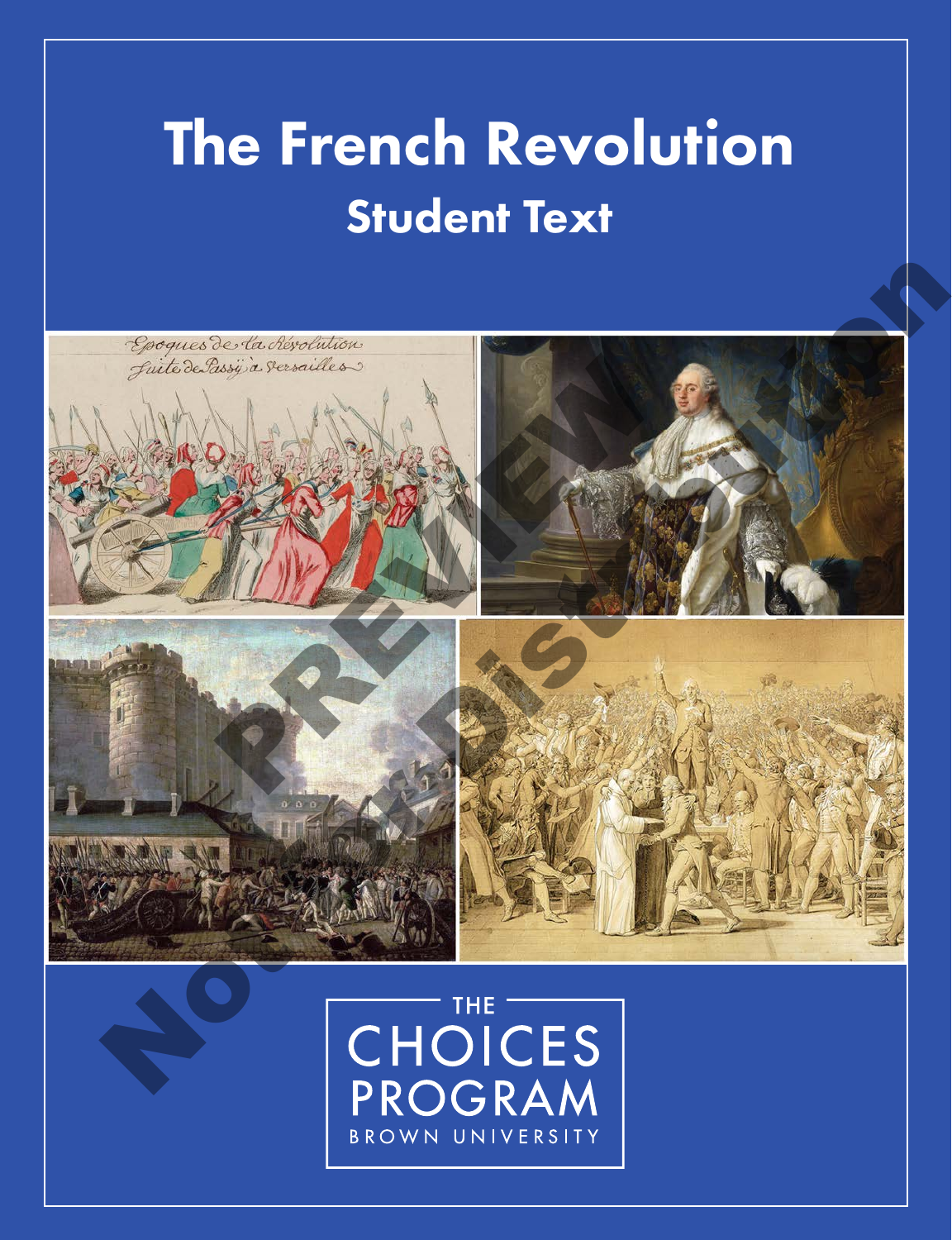# The French Revolution

## Student Text

THE CHOICES PROGRAM

BROWN UNIVERSITY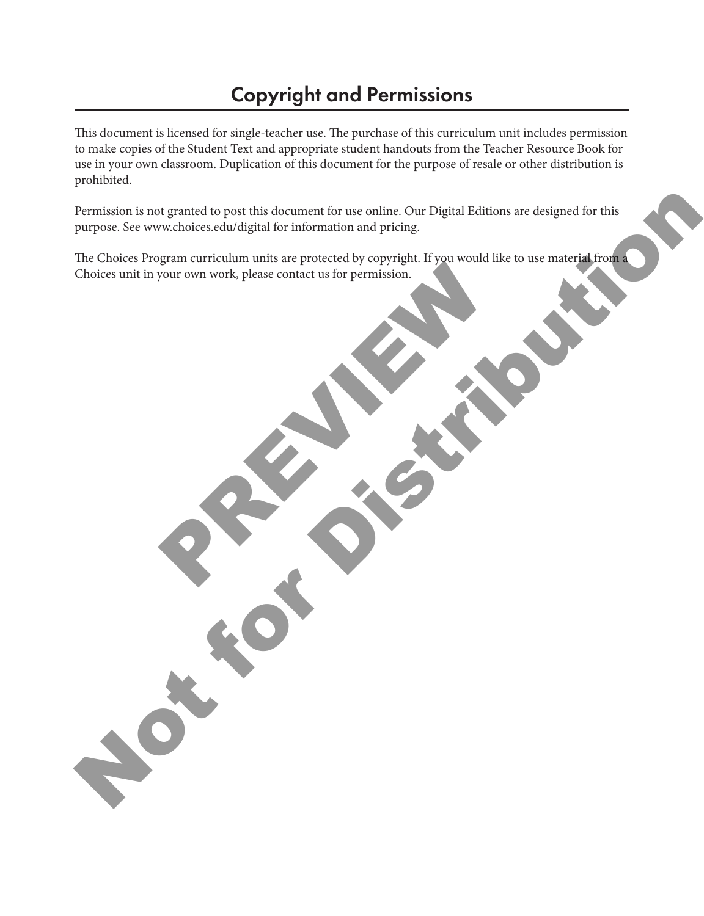## Copyright and Permissions

This document is licensed for single-teacher use. The purchase of this curriculum unit includes permission to make copies of the Student Text and appropriate student handouts from the Teacher Resource Book for use in your own classroom. Duplication of this document for the purpose of resale or other distribution is prohibited.

Permission is not granted to post this document for use online. Our Digital Editions are designed for this purpose. See www.choices.edu/digital for information and pricing.

The Choices Program curriculum units are protected by copyright. If you would like to use material from a Choices unit in your own work, please contact us for permission.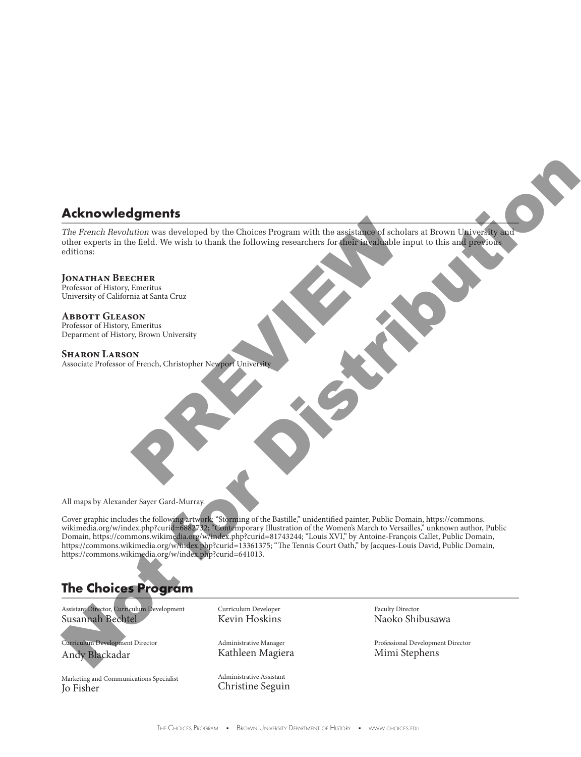## Acknowledgments

*The French Revolution* was developed by the Choices Program with the assistance of scholars at Brown University and other experts in the field. We wish to thank the following researchers for their invaluable input to this and previous editions:

**Jonathan Beecher**
Professor of History, Emeritus
University of California at Santa Cruz

**Abbott Gleason**
Professor of History, Emeritus
Deparment of History, Brown University

**Sharon Larson**
Associate Professor of French, Christopher Newport University

All maps by Alexander Sayer Gard-Murray.

Cover graphic includes the following artwork: "Storming of the Bastille," unidentified painter, Public Domain, https://commons.wikimedia.org/w/index.php?curid=6882732; "Contemporary Illustration of the Women's March to Versailles," unknown author, Public Domain, https://commons.wikimedia.org/w/index.php?curid=81743244; "Louis XVI," by Antoine-François Callet, Public Domain, https://commons.wikimedia.org/w/index.php?curid=13361375; "The Tennis Court Oath," by Jacques-Louis David, Public Domain, https://commons.wikimedia.org/w/index.php?curid=641013.

## The Choices Program

Assistant Director, Curriculum Development
Susannah Bechtel

Curriculum Development Director
Andy Blackadar

Marketing and Communications Specialist
Jo Fisher

Curriculum Developer
Kevin Hoskins

Administrative Manager
Kathleen Magiera

Administrative Assistant
Christine Seguin

Faculty Director
Naoko Shibusawa

Professional Development Director
Mimi Stephens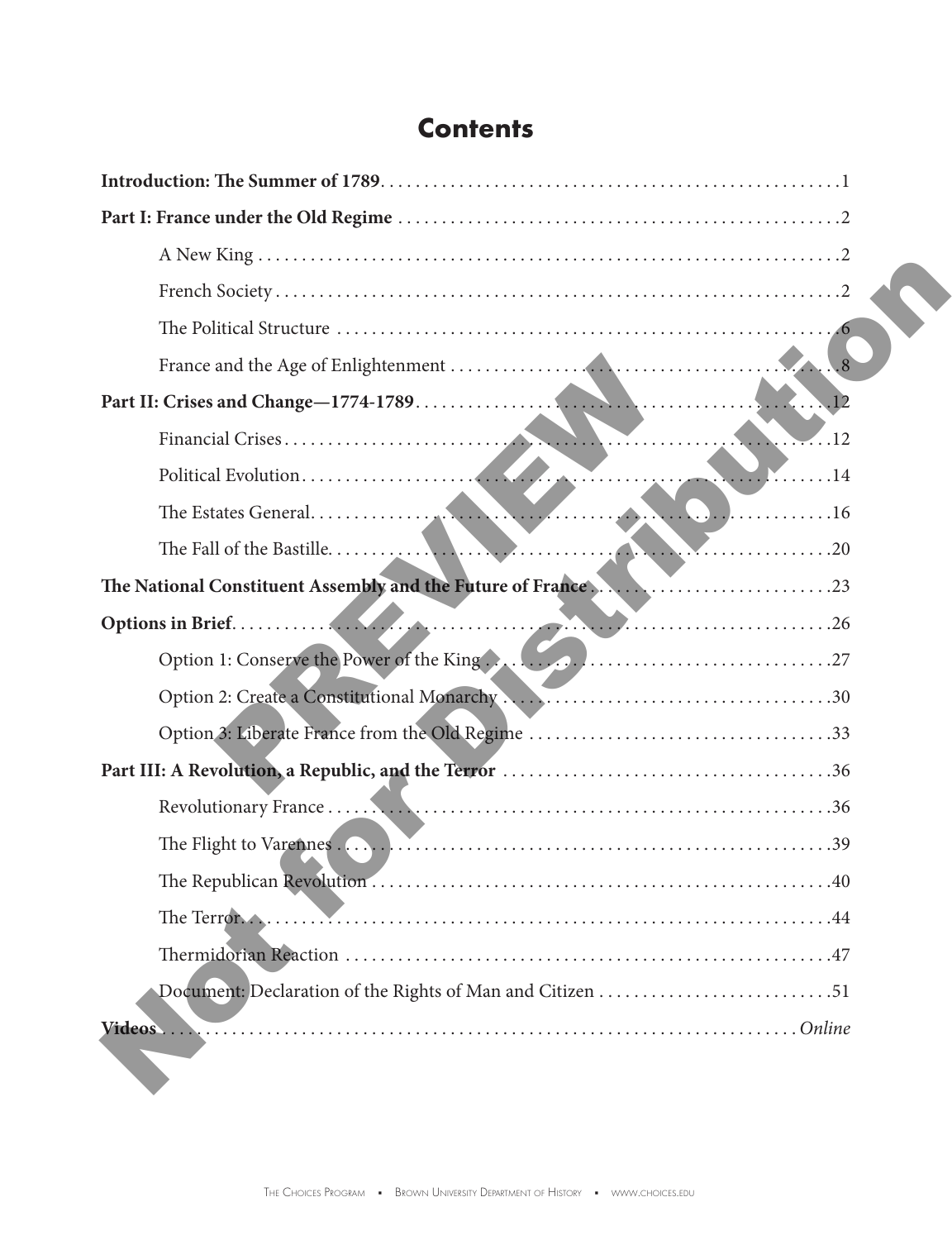# Contents

**Introduction: The Summer of 1789** .......... 1

**Part I: France under the Old Regime** .......... 2

- A New King .......... 2
- French Society .......... 2
- The Political Structure .......... 6
- France and the Age of Enlightenment .......... 8

**Part II: Crises and Change—1774-1789** .......... 12

- Financial Crises .......... 12
- Political Evolution .......... 14
- The Estates General .......... 16
- The Fall of the Bastille .......... 20

**The National Constituent Assembly and the Future of France** .......... 23

**Options in Brief** .......... 26

- Option 1: Conserve the Power of the King .......... 27
- Option 2: Create a Constitutional Monarchy .......... 30
- Option 3: Liberate France from the Old Regime .......... 33

**Part III: A Revolution, a Republic, and the Terror** .......... 36

- Revolutionary France .......... 36
- The Flight to Varennes .......... 39
- The Republican Revolution .......... 40
- The Terror .......... 44
- Thermidorian Reaction .......... 47
- Document: Declaration of the Rights of Man and Citizen .......... 51

**Videos** .......... *Online*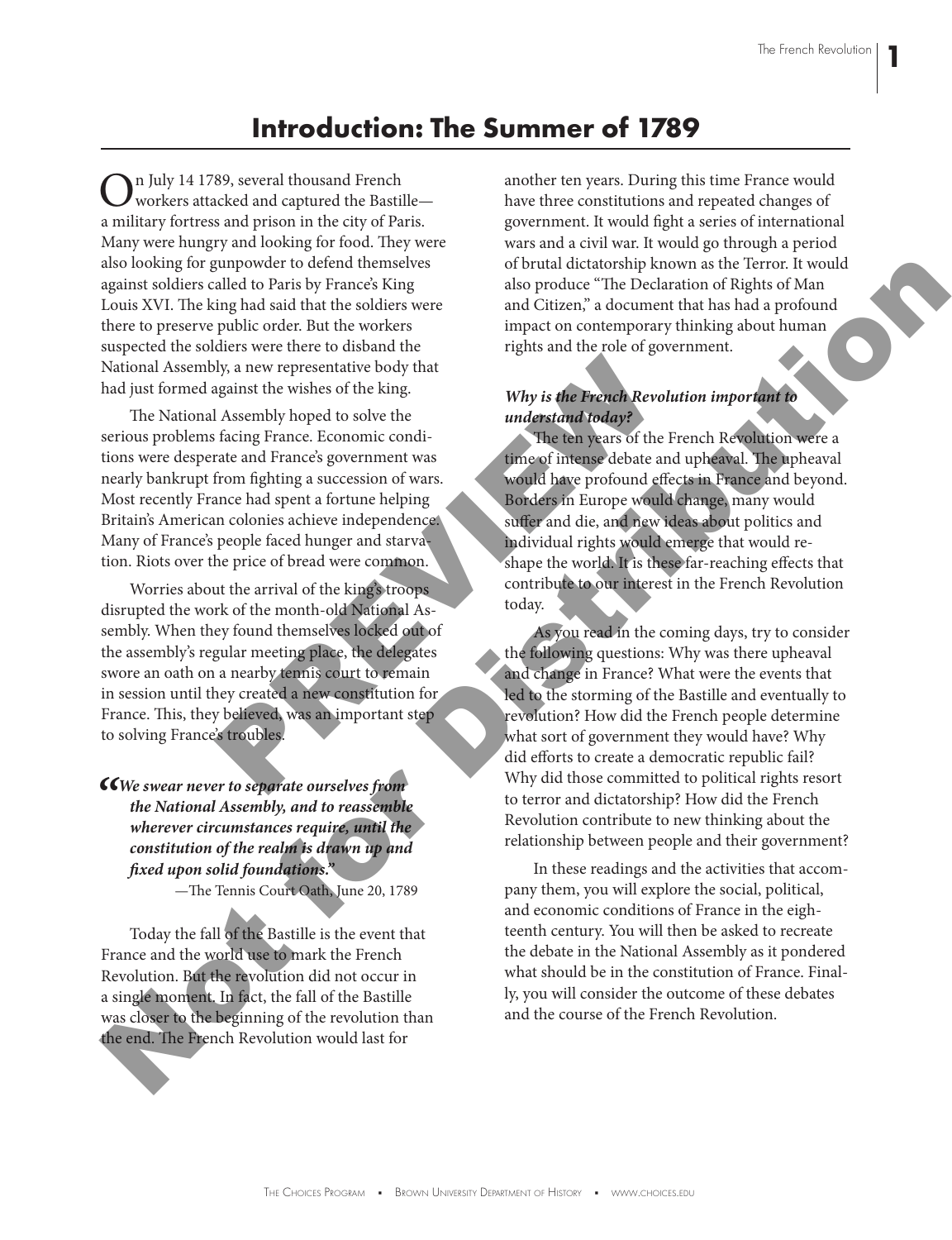# Introduction: The Summer of 1789

On July 14 1789, several thousand French workers attacked and captured the Bastille—a military fortress and prison in the city of Paris. Many were hungry and looking for food. They were also looking for gunpowder to defend themselves against soldiers called to Paris by France's King Louis XVI. The king had said that the soldiers were there to preserve public order. But the workers suspected the soldiers were there to disband the National Assembly, a new representative body that had just formed against the wishes of the king.

The National Assembly hoped to solve the serious problems facing France. Economic conditions were desperate and France's government was nearly bankrupt from fighting a succession of wars. Most recently France had spent a fortune helping Britain's American colonies achieve independence. Many of France's people faced hunger and starvation. Riots over the price of bread were common.

Worries about the arrival of the king's troops disrupted the work of the month-old National Assembly. When they found themselves locked out of the assembly's regular meeting place, the delegates swore an oath on a nearby tennis court to remain in session until they created a new constitution for France. This, they believed, was an important step to solving France's troubles.

> ***"We swear never to separate ourselves from the National Assembly, and to reassemble wherever circumstances require, until the constitution of the realm is drawn up and fixed upon solid foundations."***
>
> —The Tennis Court Oath, June 20, 1789

Today the fall of the Bastille is the event that France and the world use to mark the French Revolution. But the revolution did not occur in a single moment. In fact, the fall of the Bastille was closer to the beginning of the revolution than the end. The French Revolution would last for another ten years. During this time France would have three constitutions and repeated changes of government. It would fight a series of international wars and a civil war. It would go through a period of brutal dictatorship known as the Terror. It would also produce "The Declaration of Rights of Man and Citizen," a document that has had a profound impact on contemporary thinking about human rights and the role of government.

***Why is the French Revolution important to understand today?***

The ten years of the French Revolution were a time of intense debate and upheaval. The upheaval would have profound effects in France and beyond. Borders in Europe would change, many would suffer and die, and new ideas about politics and individual rights would emerge that would reshape the world. It is these far-reaching effects that contribute to our interest in the French Revolution today.

As you read in the coming days, try to consider the following questions: Why was there upheaval and change in France? What were the events that led to the storming of the Bastille and eventually to revolution? How did the French people determine what sort of government they would have? Why did efforts to create a democratic republic fail? Why did those committed to political rights resort to terror and dictatorship? How did the French Revolution contribute to new thinking about the relationship between people and their government?

In these readings and the activities that accompany them, you will explore the social, political, and economic conditions of France in the eighteenth century. You will then be asked to recreate the debate in the National Assembly as it pondered what should be in the constitution of France. Finally, you will consider the outcome of these debates and the course of the French Revolution.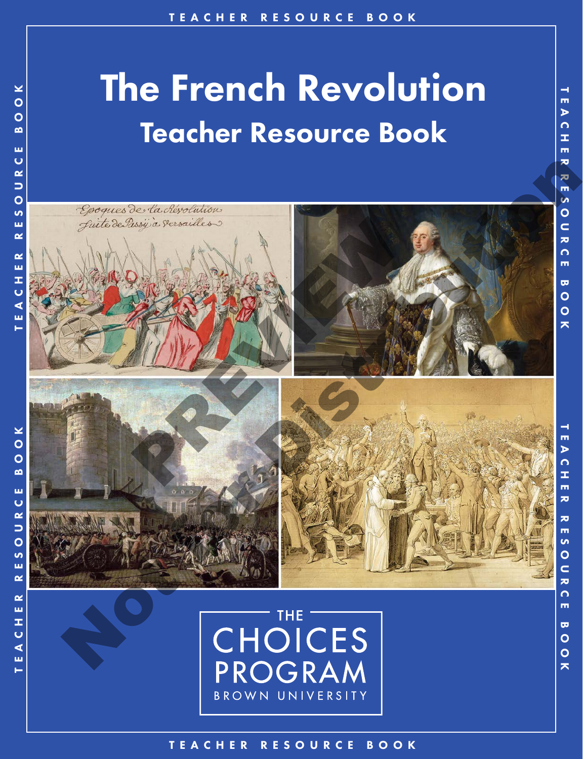# The French Revolution

## Teacher Resource Book

THE CHOICES PROGRAM

BROWN UNIVERSITY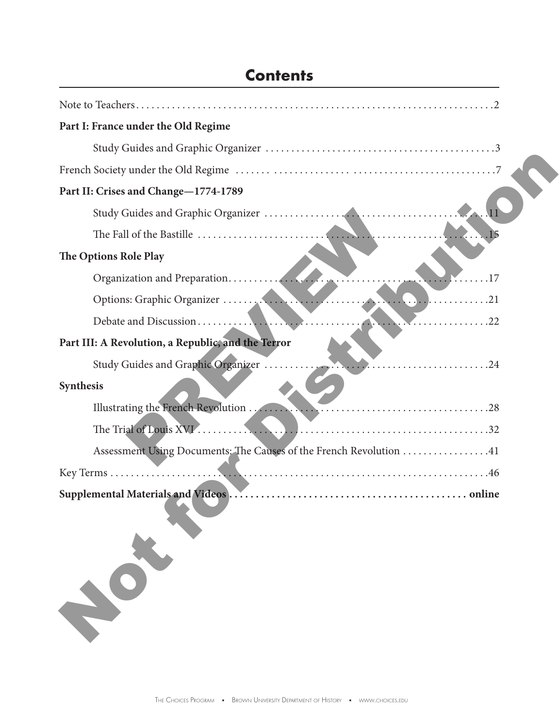# Contents

Note to Teachers....2

**Part I: France under the Old Regime**

- Study Guides and Graphic Organizer....3

French Society under the Old Regime....7

**Part II: Crises and Change—1774-1789**

- Study Guides and Graphic Organizer....11
- The Fall of the Bastille....15

**The Options Role Play**

- Organization and Preparation....17
- Options: Graphic Organizer....21
- Debate and Discussion....22

**Part III: A Revolution, a Republic, and the Terror**

- Study Guides and Graphic Organizer....24

**Synthesis**

- Illustrating the French Revolution....28
- The Trial of Louis XVI....32
- Assessment Using Documents: The Causes of the French Revolution....41

Key Terms....46

**Supplemental Materials and Videos.... online**

PREVIEW Not for Distribution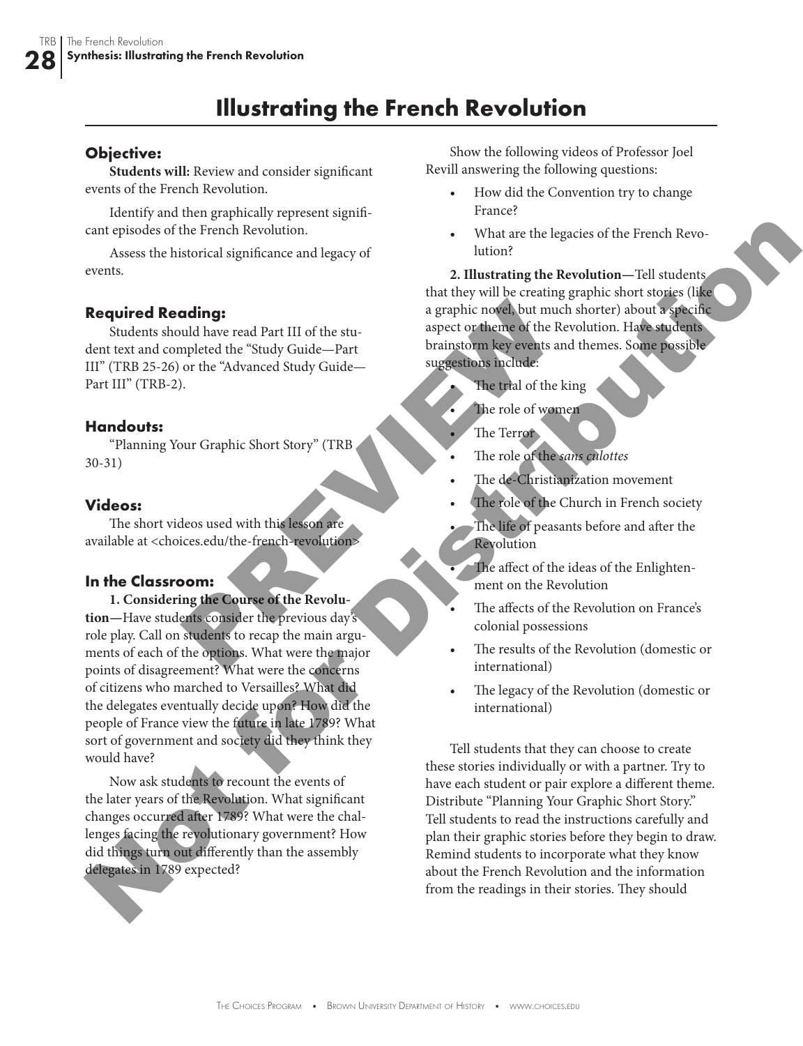# Illustrating the French Revolution

## Objective:

**Students will:** Review and consider significant events of the French Revolution.

Identify and then graphically represent significant episodes of the French Revolution.

Assess the historical significance and legacy of events.

## Required Reading:

Students should have read Part III of the student text and completed the "Study Guide—Part III" (TRB 25-26) or the "Advanced Study Guide—Part III" (TRB-2).

## Handouts:

"Planning Your Graphic Short Story" (TRB 30-31)

## Videos:

The short videos used with this lesson are available at <choices.edu/the-french-revolution>

## In the Classroom:

**1. Considering the Course of the Revolution—**Have students consider the previous day's role play. Call on students to recap the main arguments of each of the options. What were the major points of disagreement? What were the concerns of citizens who marched to Versailles? What did the delegates eventually decide upon? How did the people of France view the future in late 1789? What sort of government and society did they think they would have?

Now ask students to recount the events of the later years of the Revolution. What significant changes occurred after 1789? What were the challenges facing the revolutionary government? How did things turn out differently than the assembly delegates in 1789 expected?

Show the following videos of Professor Joel Revill answering the following questions:

- How did the Convention try to change France?
- What are the legacies of the French Revolution?

**2. Illustrating the Revolution—**Tell students that they will be creating graphic short stories (like a graphic novel, but much shorter) about a specific aspect or theme of the Revolution. Have students brainstorm key events and themes. Some possible suggestions include:

- The trial of the king
- The role of women
- The Terror
- The role of the *sans culottes*
- The de-Christianization movement
- The role of the Church in French society
- The life of peasants before and after the Revolution
- The affect of the ideas of the Enlightenment on the Revolution
- The affects of the Revolution on France's colonial possessions
- The results of the Revolution (domestic or international)
- The legacy of the Revolution (domestic or international)

Tell students that they can choose to create these stories individually or with a partner. Try to have each student or pair explore a different theme. Distribute "Planning Your Graphic Short Story." Tell students to read the instructions carefully and plan their graphic stories before they begin to draw. Remind students to incorporate what they know about the French Revolution and the information from the readings in their stories. They should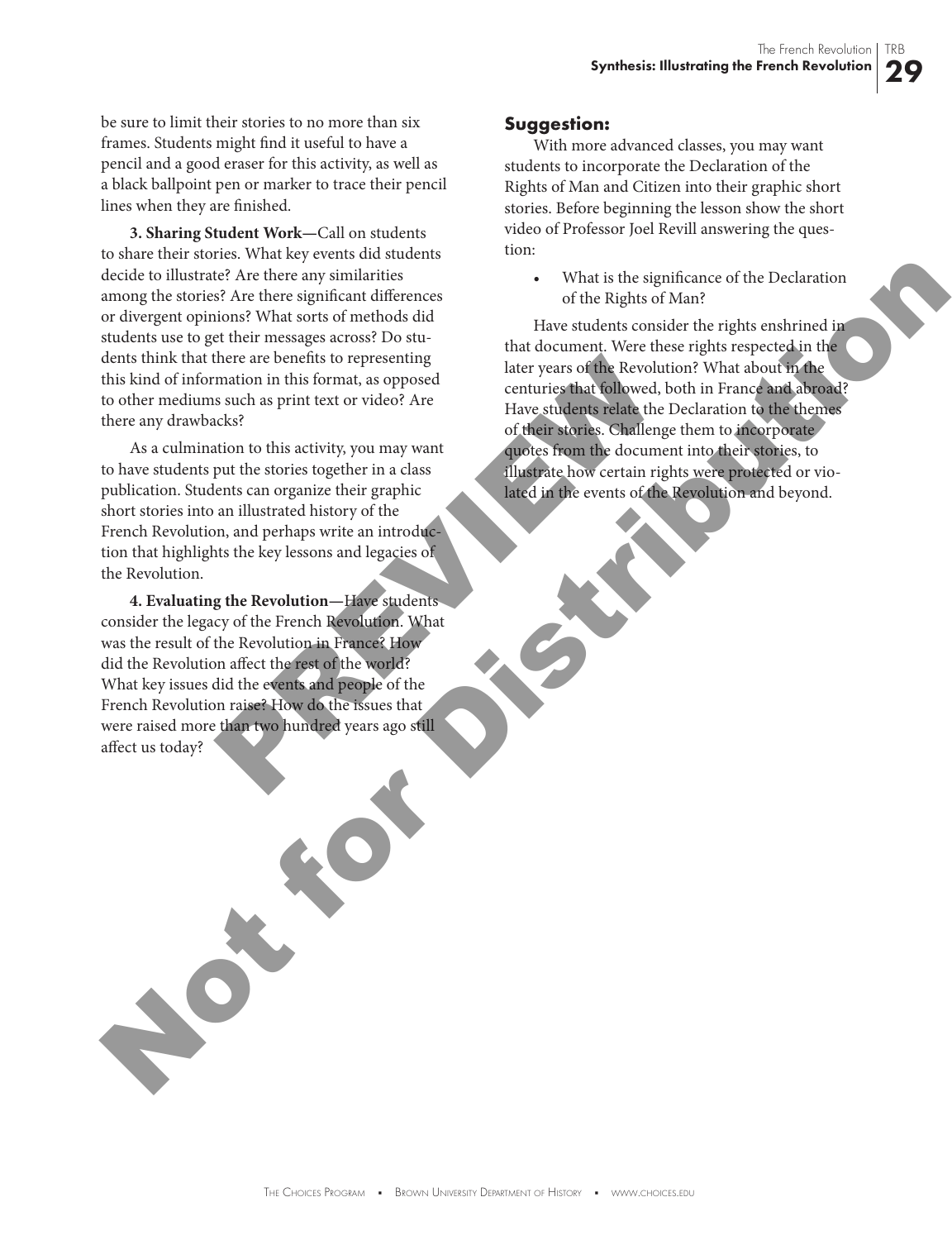be sure to limit their stories to no more than six frames. Students might find it useful to have a pencil and a good eraser for this activity, as well as a black ballpoint pen or marker to trace their pencil lines when they are finished.

**3. Sharing Student Work—**Call on students to share their stories. What key events did students decide to illustrate? Are there any similarities among the stories? Are there significant differences or divergent opinions? What sorts of methods did students use to get their messages across? Do students think that there are benefits to representing this kind of information in this format, as opposed to other mediums such as print text or video? Are there any drawbacks?

As a culmination to this activity, you may want to have students put the stories together in a class publication. Students can organize their graphic short stories into an illustrated history of the French Revolution, and perhaps write an introduction that highlights the key lessons and legacies of the Revolution.

**4. Evaluating the Revolution—**Have students consider the legacy of the French Revolution. What was the result of the Revolution in France? How did the Revolution affect the rest of the world? What key issues did the events and people of the French Revolution raise? How do the issues that were raised more than two hundred years ago still affect us today?

### Suggestion:

With more advanced classes, you may want students to incorporate the Declaration of the Rights of Man and Citizen into their graphic short stories. Before beginning the lesson show the short video of Professor Joel Revill answering the question:

- What is the significance of the Declaration of the Rights of Man?

Have students consider the rights enshrined in that document. Were these rights respected in the later years of the Revolution? What about in the centuries that followed, both in France and abroad? Have students relate the Declaration to the themes of their stories. Challenge them to incorporate quotes from the document into their stories, to illustrate how certain rights were protected or violated in the events of the Revolution and beyond.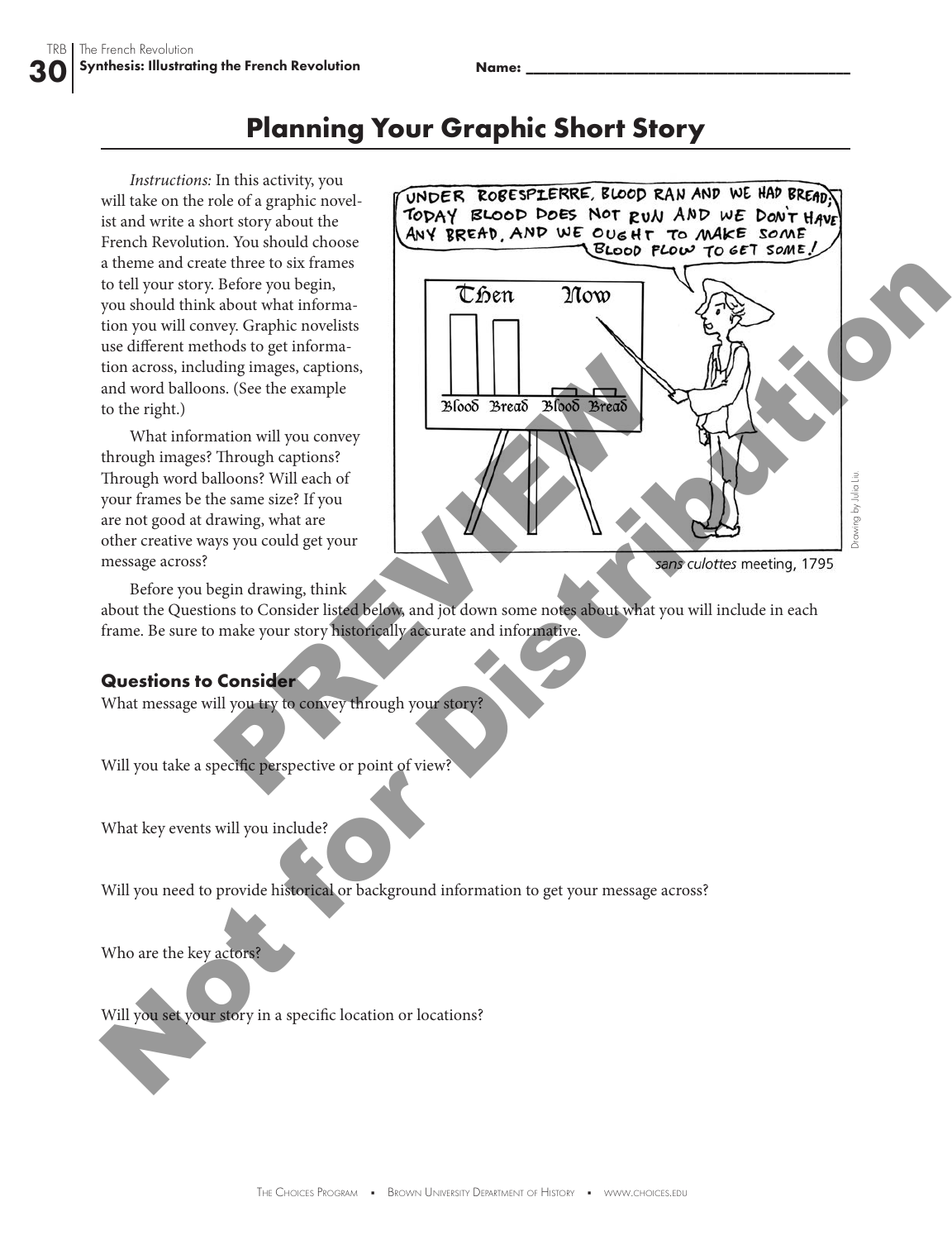Name: ___________________________________

# Planning Your Graphic Short Story

*Instructions:* In this activity, you will take on the role of a graphic novelist and write a short story about the French Revolution. You should choose a theme and create three to six frames to tell your story. Before you begin, you should think about what information you will convey. Graphic novelists use different methods to get information across, including images, captions, and word balloons. (See the example to the right.)

What information will you convey through images? Through captions? Through word balloons? Will each of your frames be the same size? If you are not good at drawing, what are other creative ways you could get your message across?

*sans culottes* meeting, 1795

Drawing by Julia Liu.

Before you begin drawing, think about the Questions to Consider listed below, and jot down some notes about what you will include in each frame. Be sure to make your story historically accurate and informative.

### Questions to Consider

What message will you try to convey through your story?

Will you take a specific perspective or point of view?

What key events will you include?

Will you need to provide historical or background information to get your message across?

Who are the key actors?

Will you set your story in a specific location or locations?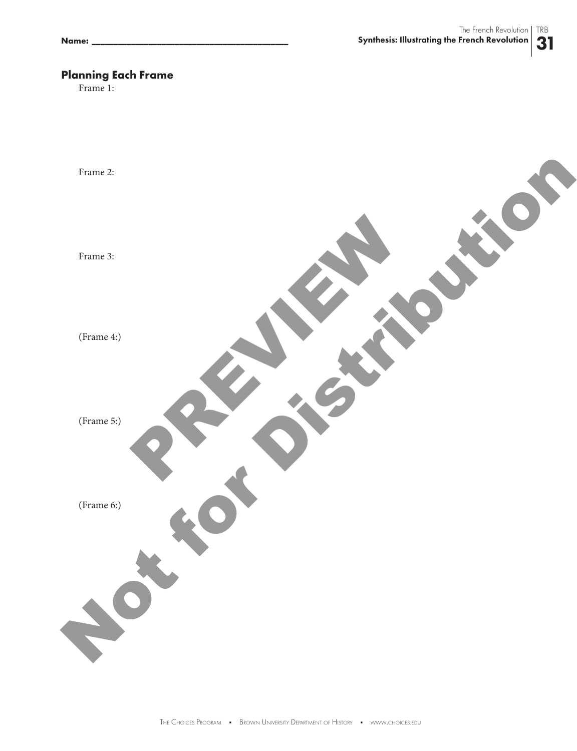Name: ___________________________________

**Planning Each Frame**

Frame 1:

Frame 2:

Frame 3:

(Frame 4:)

(Frame 5:)

(Frame 6:)

PREVIEW Not for Distribution